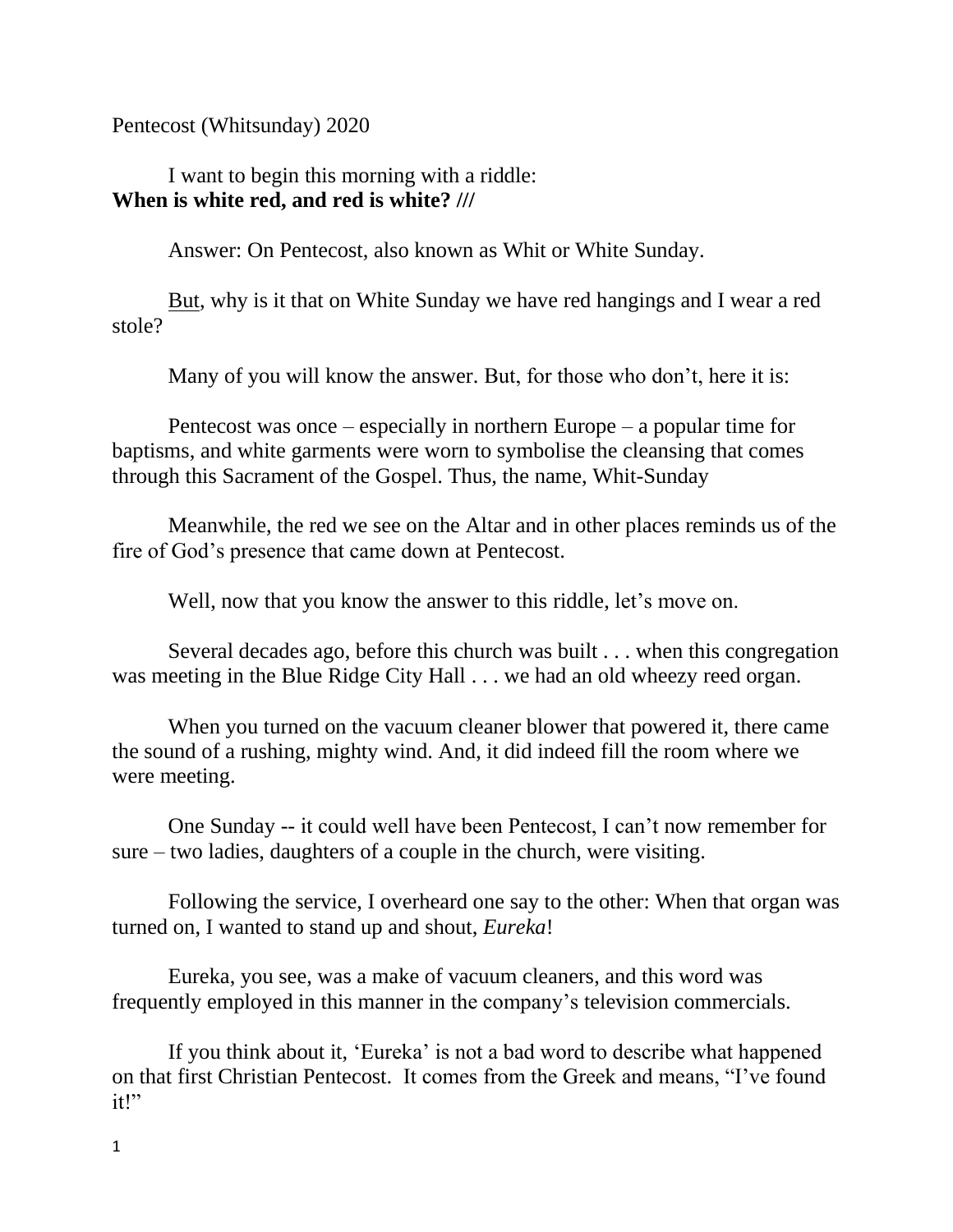Pentecost (Whitsunday) 2020

I want to begin this morning with a riddle:
**When is white red, and red is white? ///**

Answer: On Pentecost, also known as Whit or White Sunday.

<u>But</u>, why is it that on White Sunday we have red hangings and I wear a red stole?

Many of you will know the answer. But, for those who don't, here it is:

Pentecost was once – especially in northern Europe – a popular time for baptisms, and white garments were worn to symbolise the cleansing that comes through this Sacrament of the Gospel. Thus, the name, Whit-Sunday

Meanwhile, the red we see on the Altar and in other places reminds us of the fire of God's presence that came down at Pentecost.

Well, now that you know the answer to this riddle, let's move on.

Several decades ago, before this church was built . . . when this congregation was meeting in the Blue Ridge City Hall . . . we had an old wheezy reed organ.

When you turned on the vacuum cleaner blower that powered it, there came the sound of a rushing, mighty wind. And, it did indeed fill the room where we were meeting.

One Sunday -- it could well have been Pentecost, I can't now remember for sure – two ladies, daughters of a couple in the church, were visiting.

Following the service, I overheard one say to the other: When that organ was turned on, I wanted to stand up and shout, *Eureka*!

Eureka, you see, was a make of vacuum cleaners, and this word was frequently employed in this manner in the company's television commercials.

If you think about it, 'Eureka' is not a bad word to describe what happened on that first Christian Pentecost. It comes from the Greek and means, "I've found it!"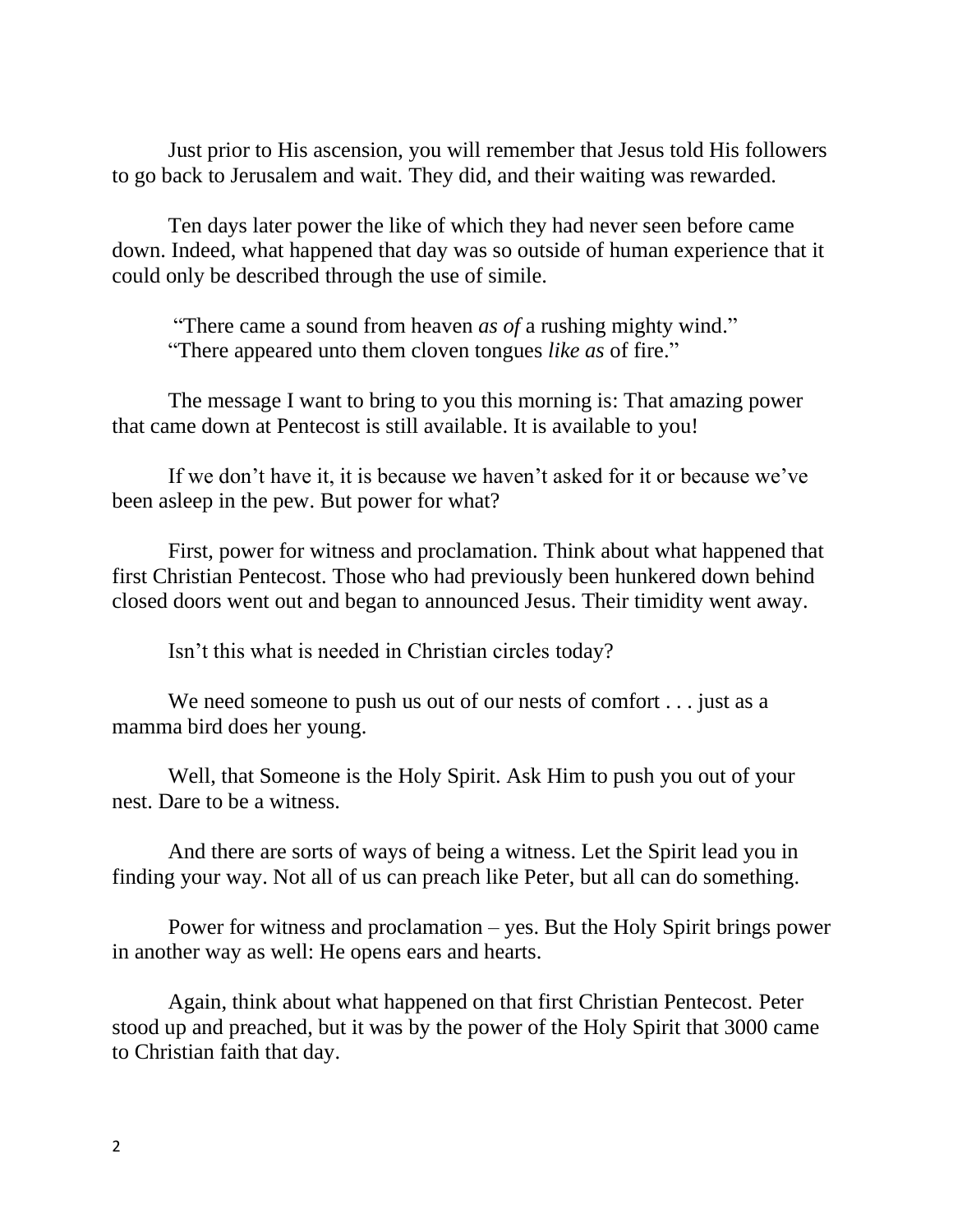Just prior to His ascension, you will remember that Jesus told His followers to go back to Jerusalem and wait. They did, and their waiting was rewarded.

Ten days later power the like of which they had never seen before came down. Indeed, what happened that day was so outside of human experience that it could only be described through the use of simile.

"There came a sound from heaven *as of* a rushing mighty wind."
"There appeared unto them cloven tongues *like as* of fire."

The message I want to bring to you this morning is: That amazing power that came down at Pentecost is still available. It is available to you!

If we don't have it, it is because we haven't asked for it or because we've been asleep in the pew. But power for what?

First, power for witness and proclamation. Think about what happened that first Christian Pentecost. Those who had previously been hunkered down behind closed doors went out and began to announced Jesus. Their timidity went away.

Isn't this what is needed in Christian circles today?

We need someone to push us out of our nests of comfort . . . just as a mamma bird does her young.

Well, that Someone is the Holy Spirit. Ask Him to push you out of your nest. Dare to be a witness.

And there are sorts of ways of being a witness. Let the Spirit lead you in finding your way. Not all of us can preach like Peter, but all can do something.

Power for witness and proclamation – yes. But the Holy Spirit brings power in another way as well: He opens ears and hearts.

Again, think about what happened on that first Christian Pentecost. Peter stood up and preached, but it was by the power of the Holy Spirit that 3000 came to Christian faith that day.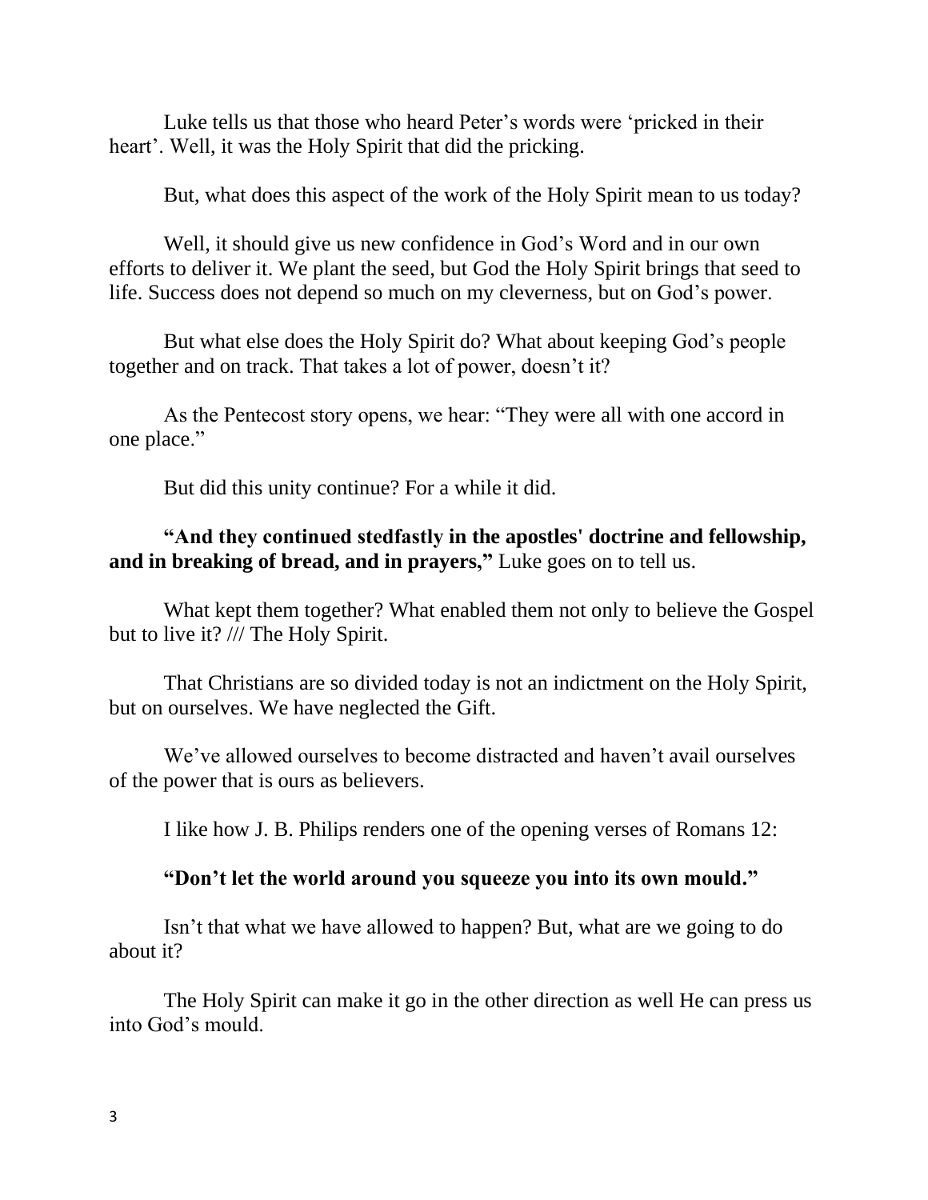Luke tells us that those who heard Peter's words were 'pricked in their heart'. Well, it was the Holy Spirit that did the pricking.

But, what does this aspect of the work of the Holy Spirit mean to us today?

Well, it should give us new confidence in God's Word and in our own efforts to deliver it. We plant the seed, but God the Holy Spirit brings that seed to life. Success does not depend so much on my cleverness, but on God's power.

But what else does the Holy Spirit do? What about keeping God's people together and on track. That takes a lot of power, doesn't it?

As the Pentecost story opens, we hear: "They were all with one accord in one place."

But did this unity continue? For a while it did.

**"And they continued stedfastly in the apostles' doctrine and fellowship, and in breaking of bread, and in prayers,"** Luke goes on to tell us.

What kept them together? What enabled them not only to believe the Gospel but to live it? /// The Holy Spirit.

That Christians are so divided today is not an indictment on the Holy Spirit, but on ourselves. We have neglected the Gift.

We've allowed ourselves to become distracted and haven't avail ourselves of the power that is ours as believers.

I like how J. B. Philips renders one of the opening verses of Romans 12:

**"Don't let the world around you squeeze you into its own mould."**

Isn't that what we have allowed to happen? But, what are we going to do about it?

The Holy Spirit can make it go in the other direction as well He can press us into God's mould.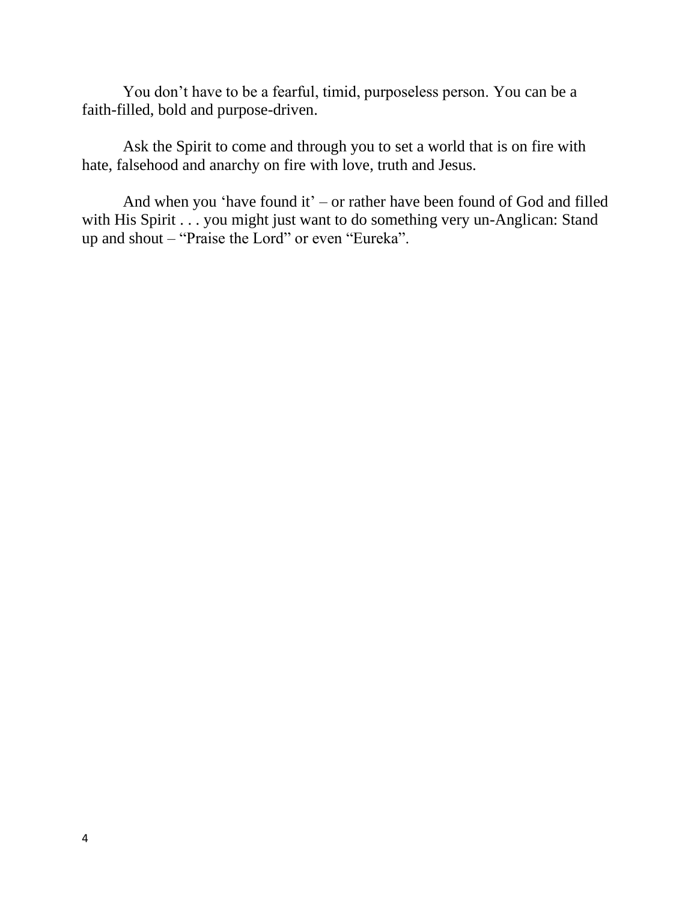You don't have to be a fearful, timid, purposeless person. You can be a faith-filled, bold and purpose-driven.

Ask the Spirit to come and through you to set a world that is on fire with hate, falsehood and anarchy on fire with love, truth and Jesus.

And when you 'have found it' – or rather have been found of God and filled with His Spirit . . . you might just want to do something very un-Anglican: Stand up and shout – "Praise the Lord" or even "Eureka".